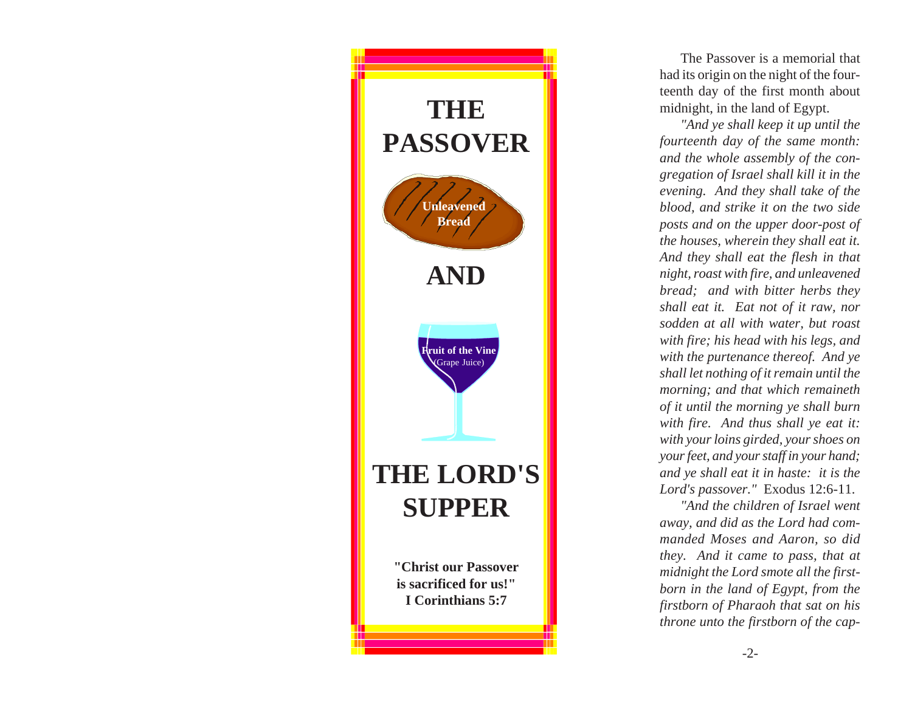# THE PASSOVER

Unleavened Bread

# AND

Fruit of the Vine
(Grape Juice)

# THE LORD'S SUPPER

**"Christ our Passover is sacrificed for us!"**
**I Corinthians 5:7**

The Passover is a memorial that had its origin on the night of the fourteenth day of the first month about midnight, in the land of Egypt.

*"And ye shall keep it up until the fourteenth day of the same month: and the whole assembly of the congregation of Israel shall kill it in the evening. And they shall take of the blood, and strike it on the two side posts and on the upper door-post of the houses, wherein they shall eat it. And they shall eat the flesh in that night, roast with fire, and unleavened bread; and with bitter herbs they shall eat it. Eat not of it raw, nor sodden at all with water, but roast with fire; his head with his legs, and with the purtenance thereof. And ye shall let nothing of it remain until the morning; and that which remaineth of it until the morning ye shall burn with fire. And thus shall ye eat it: with your loins girded, your shoes on your feet, and your staff in your hand; and ye shall eat it in haste: it is the Lord's passover."* Exodus 12:6-11.

*"And the children of Israel went away, and did as the Lord had commanded Moses and Aaron, so did they. And it came to pass, that at midnight the Lord smote all the firstborn in the land of Egypt, from the firstborn of Pharaoh that sat on his throne unto the firstborn of the cap-*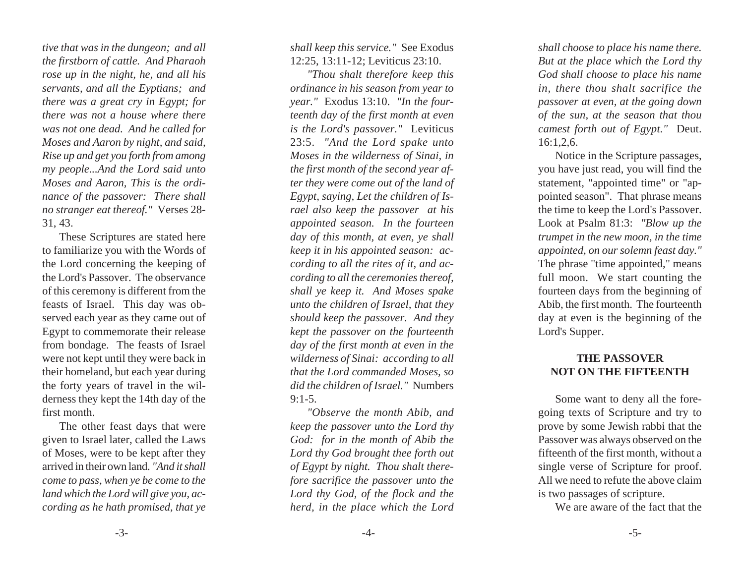*tive that was in the dungeon; and all the firstborn of cattle. And Pharaoh rose up in the night, he, and all his servants, and all the Eyptians; and there was a great cry in Egypt; for there was not a house where there was not one dead. And he called for Moses and Aaron by night, and said, Rise up and get you forth from among my people...And the Lord said unto Moses and Aaron, This is the ordinance of the passover: There shall no stranger eat thereof."* Verses 28-31, 43.

These Scriptures are stated here to familiarize you with the Words of the Lord concerning the keeping of the Lord's Passover. The observance of this ceremony is different from the feasts of Israel. This day was observed each year as they came out of Egypt to commemorate their release from bondage. The feasts of Israel were not kept until they were back in their homeland, but each year during the forty years of travel in the wilderness they kept the 14th day of the first month.

The other feast days that were given to Israel later, called the Laws of Moses, were to be kept after they arrived in their own land. *"And it shall come to pass, when ye be come to the land which the Lord will give you, according as he hath promised, that ye shall keep this service."* See Exodus 12:25, 13:11-12; Leviticus 23:10.

*"Thou shalt therefore keep this ordinance in his season from year to year."* Exodus 13:10. *"In the fourteenth day of the first month at even is the Lord's passover."* Leviticus 23:5. *"And the Lord spake unto Moses in the wilderness of Sinai, in the first month of the second year after they were come out of the land of Egypt, saying, Let the children of Israel also keep the passover at his appointed season. In the fourteen day of this month, at even, ye shall keep it in his appointed season: according to all the rites of it, and according to all the ceremonies thereof, shall ye keep it. And Moses spake unto the children of Israel, that they should keep the passover. And they kept the passover on the fourteenth day of the first month at even in the wilderness of Sinai: according to all that the Lord commanded Moses, so did the children of Israel."* Numbers 9:1-5.

*"Observe the month Abib, and keep the passover unto the Lord thy God: for in the month of Abib the Lord thy God brought thee forth out of Egypt by night. Thou shalt therefore sacrifice the passover unto the Lord thy God, of the flock and the herd, in the place which the Lord shall choose to place his name there. But at the place which the Lord thy God shall choose to place his name in, there thou shalt sacrifice the passover at even, at the going down of the sun, at the season that thou camest forth out of Egypt."* Deut. 16:1,2,6.

Notice in the Scripture passages, you have just read, you will find the statement, "appointed time" or "appointed season". That phrase means the time to keep the Lord's Passover. Look at Psalm 81:3: *"Blow up the trumpet in the new moon, in the time appointed, on our solemn feast day."* The phrase "time appointed," means full moon. We start counting the fourteen days from the beginning of Abib, the first month. The fourteenth day at even is the beginning of the Lord's Supper.

## THE PASSOVER NOT ON THE FIFTEENTH

Some want to deny all the foregoing texts of Scripture and try to prove by some Jewish rabbi that the Passover was always observed on the fifteenth of the first month, without a single verse of Scripture for proof. All we need to refute the above claim is two passages of scripture.

We are aware of the fact that the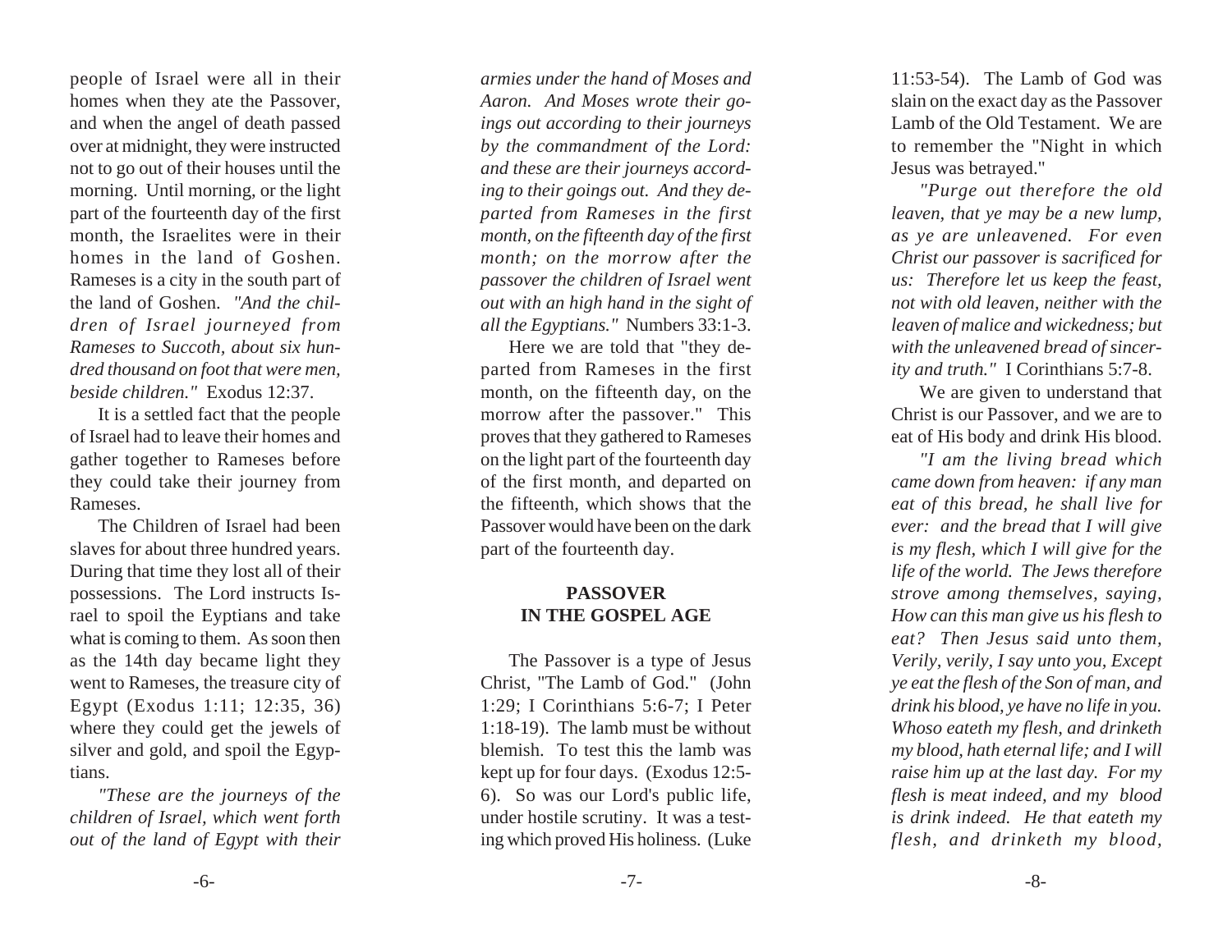people of Israel were all in their homes when they ate the Passover, and when the angel of death passed over at midnight, they were instructed not to go out of their houses until the morning. Until morning, or the light part of the fourteenth day of the first month, the Israelites were in their homes in the land of Goshen. Rameses is a city in the south part of the land of Goshen. *"And the children of Israel journeyed from Rameses to Succoth, about six hundred thousand on foot that were men, beside children."* Exodus 12:37.

It is a settled fact that the people of Israel had to leave their homes and gather together to Rameses before they could take their journey from Rameses.

The Children of Israel had been slaves for about three hundred years. During that time they lost all of their possessions. The Lord instructs Israel to spoil the Eyptians and take what is coming to them. As soon then as the 14th day became light they went to Rameses, the treasure city of Egypt (Exodus 1:11; 12:35, 36) where they could get the jewels of silver and gold, and spoil the Egyptians.

*"These are the journeys of the children of Israel, which went forth out of the land of Egypt with their armies under the hand of Moses and Aaron. And Moses wrote their goings out according to their journeys by the commandment of the Lord: and these are their journeys according to their goings out. And they departed from Rameses in the first month, on the fifteenth day of the first month; on the morrow after the passover the children of Israel went out with an high hand in the sight of all the Egyptians."* Numbers 33:1-3.

Here we are told that "they departed from Rameses in the first month, on the fifteenth day, on the morrow after the passover." This proves that they gathered to Rameses on the light part of the fourteenth day of the first month, and departed on the fifteenth, which shows that the Passover would have been on the dark part of the fourteenth day.

## PASSOVER IN THE GOSPEL AGE

The Passover is a type of Jesus Christ, "The Lamb of God." (John 1:29; I Corinthians 5:6-7; I Peter 1:18-19). The lamb must be without blemish. To test this the lamb was kept up for four days. (Exodus 12:5-6). So was our Lord's public life, under hostile scrutiny. It was a testing which proved His holiness. (Luke 11:53-54). The Lamb of God was slain on the exact day as the Passover Lamb of the Old Testament. We are to remember the "Night in which Jesus was betrayed."

*"Purge out therefore the old leaven, that ye may be a new lump, as ye are unleavened. For even Christ our passover is sacrificed for us: Therefore let us keep the feast, not with old leaven, neither with the leaven of malice and wickedness; but with the unleavened bread of sincerity and truth."* I Corinthians 5:7-8.

We are given to understand that Christ is our Passover, and we are to eat of His body and drink His blood.

*"I am the living bread which came down from heaven: if any man eat of this bread, he shall live for ever: and the bread that I will give is my flesh, which I will give for the life of the world. The Jews therefore strove among themselves, saying, How can this man give us his flesh to eat? Then Jesus said unto them, Verily, verily, I say unto you, Except ye eat the flesh of the Son of man, and drink his blood, ye have no life in you. Whoso eateth my flesh, and drinketh my blood, hath eternal life; and I will raise him up at the last day. For my flesh is meat indeed, and my blood is drink indeed. He that eateth my flesh, and drinketh my blood,*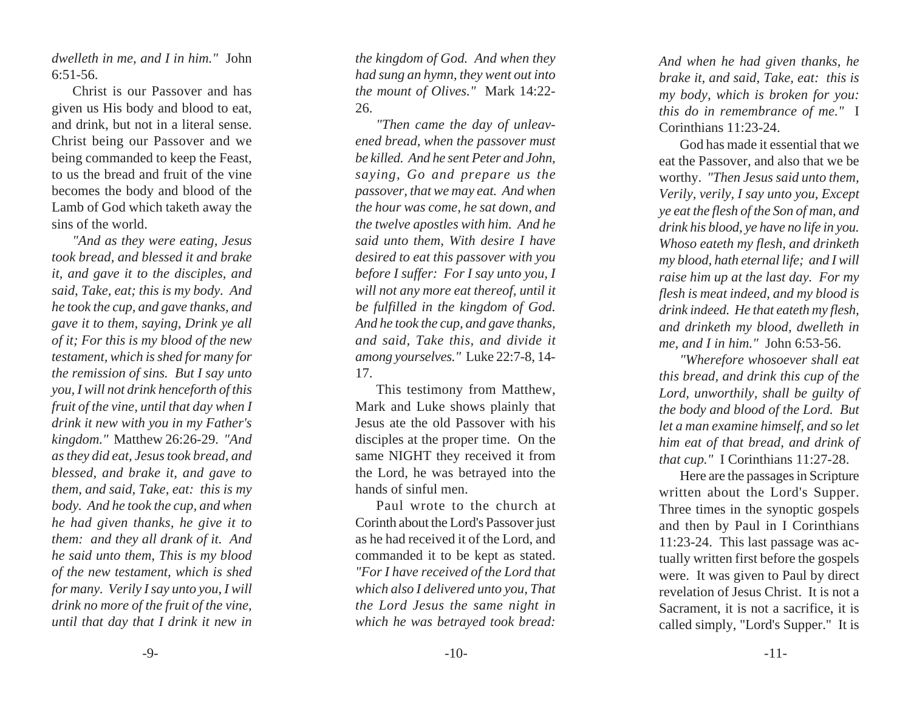*dwelleth in me, and I in him."* John 6:51-56.

Christ is our Passover and has given us His body and blood to eat, and drink, but not in a literal sense. Christ being our Passover and we being commanded to keep the Feast, to us the bread and fruit of the vine becomes the body and blood of the Lamb of God which taketh away the sins of the world.

*"And as they were eating, Jesus took bread, and blessed it and brake it, and gave it to the disciples, and said, Take, eat; this is my body. And he took the cup, and gave thanks, and gave it to them, saying, Drink ye all of it; For this is my blood of the new testament, which is shed for many for the remission of sins. But I say unto you, I will not drink henceforth of this fruit of the vine, until that day when I drink it new with you in my Father's kingdom."* Matthew 26:26-29. *"And as they did eat, Jesus took bread, and blessed, and brake it, and gave to them, and said, Take, eat: this is my body. And he took the cup, and when he had given thanks, he give it to them: and they all drank of it. And he said unto them, This is my blood of the new testament, which is shed for many. Verily I say unto you, I will drink no more of the fruit of the vine, until that day that I drink it new in the kingdom of God. And when they had sung an hymn, they went out into the mount of Olives."* Mark 14:22-26.

*"Then came the day of unleavened bread, when the passover must be killed. And he sent Peter and John, saying, Go and prepare us the passover, that we may eat. And when the hour was come, he sat down, and the twelve apostles with him. And he said unto them, With desire I have desired to eat this passover with you before I suffer: For I say unto you, I will not any more eat thereof, until it be fulfilled in the kingdom of God. And he took the cup, and gave thanks, and said, Take this, and divide it among yourselves."* Luke 22:7-8, 14-17.

This testimony from Matthew, Mark and Luke shows plainly that Jesus ate the old Passover with his disciples at the proper time. On the same NIGHT they received it from the Lord, he was betrayed into the hands of sinful men.

Paul wrote to the church at Corinth about the Lord's Passover just as he had received it of the Lord, and commanded it to be kept as stated. *"For I have received of the Lord that which also I delivered unto you, That the Lord Jesus the same night in which he was betrayed took bread: And when he had given thanks, he brake it, and said, Take, eat: this is my body, which is broken for you: this do in remembrance of me."* I Corinthians 11:23-24.

God has made it essential that we eat the Passover, and also that we be worthy. *"Then Jesus said unto them, Verily, verily, I say unto you, Except ye eat the flesh of the Son of man, and drink his blood, ye have no life in you. Whoso eateth my flesh, and drinketh my blood, hath eternal life; and I will raise him up at the last day. For my flesh is meat indeed, and my blood is drink indeed. He that eateth my flesh, and drinketh my blood, dwelleth in me, and I in him."* John 6:53-56.

*"Wherefore whosoever shall eat this bread, and drink this cup of the Lord, unworthily, shall be guilty of the body and blood of the Lord. But let a man examine himself, and so let him eat of that bread, and drink of that cup."* I Corinthians 11:27-28.

Here are the passages in Scripture written about the Lord's Supper. Three times in the synoptic gospels and then by Paul in I Corinthians 11:23-24. This last passage was actually written first before the gospels were. It was given to Paul by direct revelation of Jesus Christ. It is not a Sacrament, it is not a sacrifice, it is called simply, "Lord's Supper." It is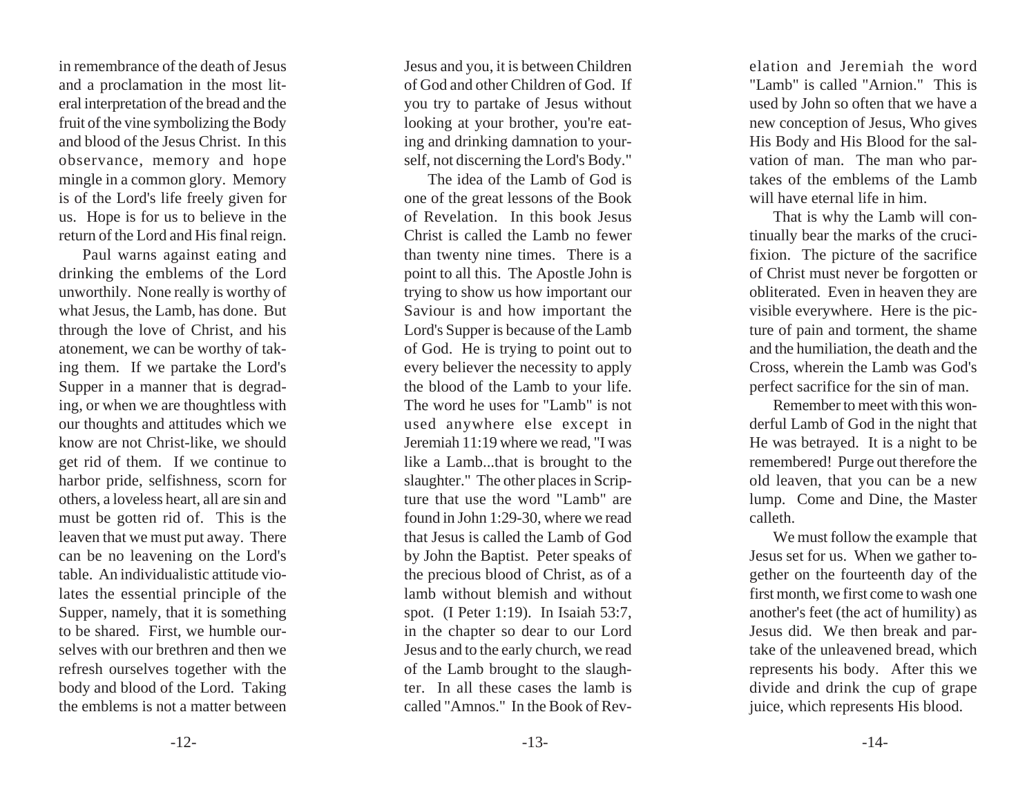in remembrance of the death of Jesus and a proclamation in the most literal interpretation of the bread and the fruit of the vine symbolizing the Body and blood of the Jesus Christ. In this observance, memory and hope mingle in a common glory. Memory is of the Lord's life freely given for us. Hope is for us to believe in the return of the Lord and His final reign.

Paul warns against eating and drinking the emblems of the Lord unworthily. None really is worthy of what Jesus, the Lamb, has done. But through the love of Christ, and his atonement, we can be worthy of taking them. If we partake the Lord's Supper in a manner that is degrading, or when we are thoughtless with our thoughts and attitudes which we know are not Christ-like, we should get rid of them. If we continue to harbor pride, selfishness, scorn for others, a loveless heart, all are sin and must be gotten rid of. This is the leaven that we must put away. There can be no leavening on the Lord's table. An individualistic attitude violates the essential principle of the Supper, namely, that it is something to be shared. First, we humble ourselves with our brethren and then we refresh ourselves together with the body and blood of the Lord. Taking the emblems is not a matter between Jesus and you, it is between Children of God and other Children of God. If you try to partake of Jesus without looking at your brother, you're eating and drinking damnation to yourself, not discerning the Lord's Body."

The idea of the Lamb of God is one of the great lessons of the Book of Revelation. In this book Jesus Christ is called the Lamb no fewer than twenty nine times. There is a point to all this. The Apostle John is trying to show us how important our Saviour is and how important the Lord's Supper is because of the Lamb of God. He is trying to point out to every believer the necessity to apply the blood of the Lamb to your life. The word he uses for "Lamb" is not used anywhere else except in Jeremiah 11:19 where we read, "I was like a Lamb...that is brought to the slaughter." The other places in Scripture that use the word "Lamb" are found in John 1:29-30, where we read that Jesus is called the Lamb of God by John the Baptist. Peter speaks of the precious blood of Christ, as of a lamb without blemish and without spot. (I Peter 1:19). In Isaiah 53:7, in the chapter so dear to our Lord Jesus and to the early church, we read of the Lamb brought to the slaughter. In all these cases the lamb is called "Amnos." In the Book of Revelation and Jeremiah the word "Lamb" is called "Arnion." This is used by John so often that we have a new conception of Jesus, Who gives His Body and His Blood for the salvation of man. The man who partakes of the emblems of the Lamb will have eternal life in him.

That is why the Lamb will continually bear the marks of the crucifixion. The picture of the sacrifice of Christ must never be forgotten or obliterated. Even in heaven they are visible everywhere. Here is the picture of pain and torment, the shame and the humiliation, the death and the Cross, wherein the Lamb was God's perfect sacrifice for the sin of man.

Remember to meet with this wonderful Lamb of God in the night that He was betrayed. It is a night to be remembered! Purge out therefore the old leaven, that you can be a new lump. Come and Dine, the Master calleth.

We must follow the example that Jesus set for us. When we gather together on the fourteenth day of the first month, we first come to wash one another's feet (the act of humility) as Jesus did. We then break and partake of the unleavened bread, which represents his body. After this we divide and drink the cup of grape juice, which represents His blood.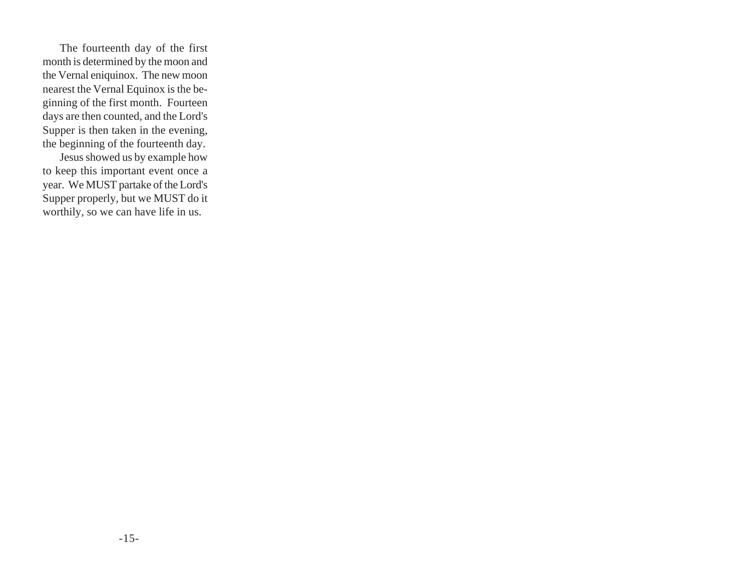The fourteenth day of the first month is determined by the moon and the Vernal eniquinox. The new moon nearest the Vernal Equinox is the beginning of the first month. Fourteen days are then counted, and the Lord's Supper is then taken in the evening, the beginning of the fourteenth day.

Jesus showed us by example how to keep this important event once a year. We MUST partake of the Lord's Supper properly, but we MUST do it worthily, so we can have life in us.